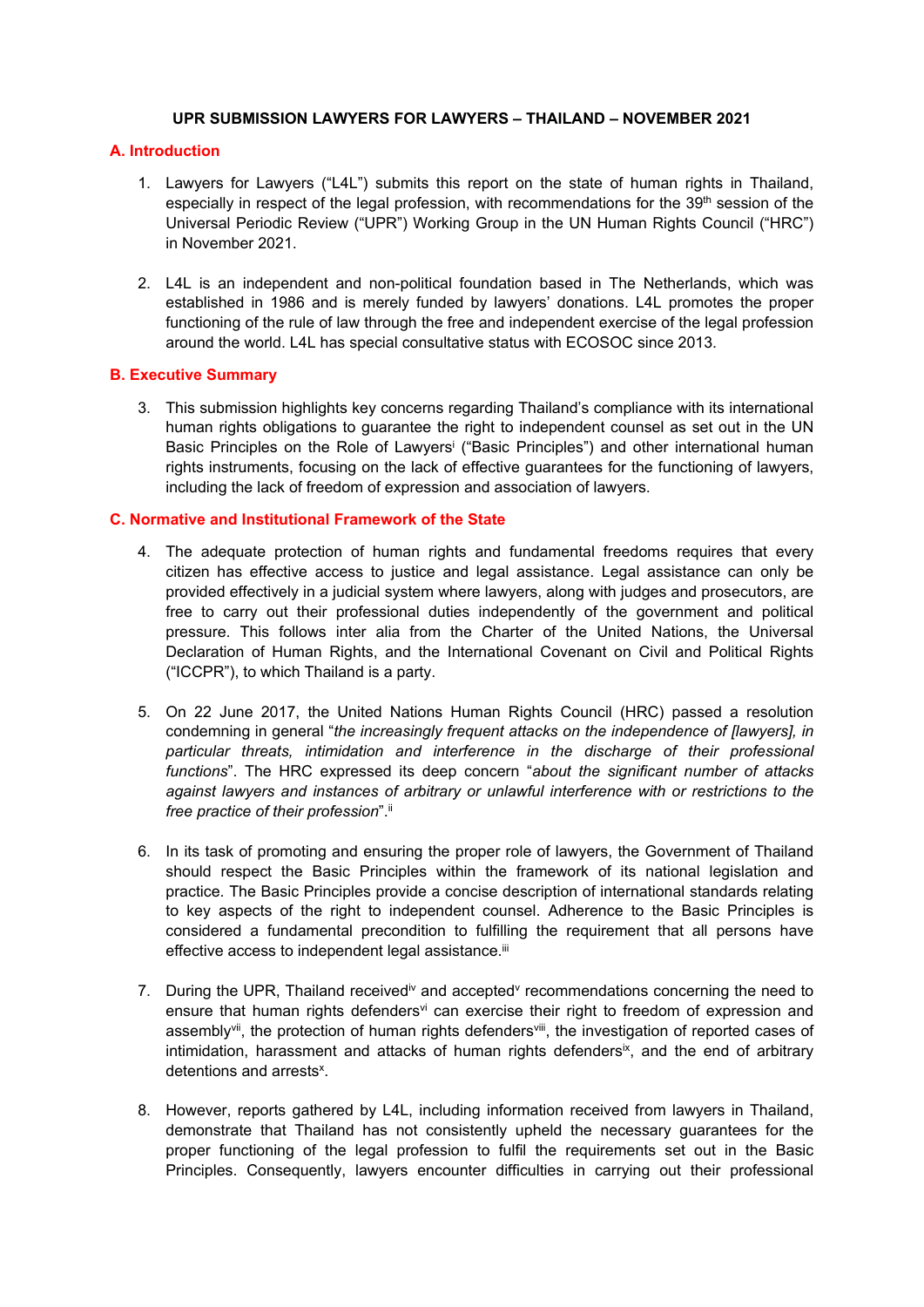**UPR SUBMISSION LAWYERS FOR LAWYERS – THAILAND – NOVEMBER 2021**

## A. Introduction

1. Lawyers for Lawyers ("L4L") submits this report on the state of human rights in Thailand, especially in respect of the legal profession, with recommendations for the 39th session of the Universal Periodic Review ("UPR") Working Group in the UN Human Rights Council ("HRC") in November 2021.

2. L4L is an independent and non-political foundation based in The Netherlands, which was established in 1986 and is merely funded by lawyers' donations. L4L promotes the proper functioning of the rule of law through the free and independent exercise of the legal profession around the world. L4L has special consultative status with ECOSOC since 2013.

## B. Executive Summary

3. This submission highlights key concerns regarding Thailand's compliance with its international human rights obligations to guarantee the right to independent counsel as set out in the UN Basic Principles on the Role of Lawyers[i] ("Basic Principles") and other international human rights instruments, focusing on the lack of effective guarantees for the functioning of lawyers, including the lack of freedom of expression and association of lawyers.

## C. Normative and Institutional Framework of the State

4. The adequate protection of human rights and fundamental freedoms requires that every citizen has effective access to justice and legal assistance. Legal assistance can only be provided effectively in a judicial system where lawyers, along with judges and prosecutors, are free to carry out their professional duties independently of the government and political pressure. This follows inter alia from the Charter of the United Nations, the Universal Declaration of Human Rights, and the International Covenant on Civil and Political Rights ("ICCPR"), to which Thailand is a party.

5. On 22 June 2017, the United Nations Human Rights Council (HRC) passed a resolution condemning in general "*the increasingly frequent attacks on the independence of [lawyers], in particular threats, intimidation and interference in the discharge of their professional functions*". The HRC expressed its deep concern "*about the significant number of attacks against lawyers and instances of arbitrary or unlawful interference with or restrictions to the free practice of their profession*".[ii]

6. In its task of promoting and ensuring the proper role of lawyers, the Government of Thailand should respect the Basic Principles within the framework of its national legislation and practice. The Basic Principles provide a concise description of international standards relating to key aspects of the right to independent counsel. Adherence to the Basic Principles is considered a fundamental precondition to fulfilling the requirement that all persons have effective access to independent legal assistance.[iii]

7. During the UPR, Thailand received[iv] and accepted[v] recommendations concerning the need to ensure that human rights defenders[vi] can exercise their right to freedom of expression and assembly[vii], the protection of human rights defenders[viii], the investigation of reported cases of intimidation, harassment and attacks of human rights defenders[ix], and the end of arbitrary detentions and arrests[x].

8. However, reports gathered by L4L, including information received from lawyers in Thailand, demonstrate that Thailand has not consistently upheld the necessary guarantees for the proper functioning of the legal profession to fulfil the requirements set out in the Basic Principles. Consequently, lawyers encounter difficulties in carrying out their professional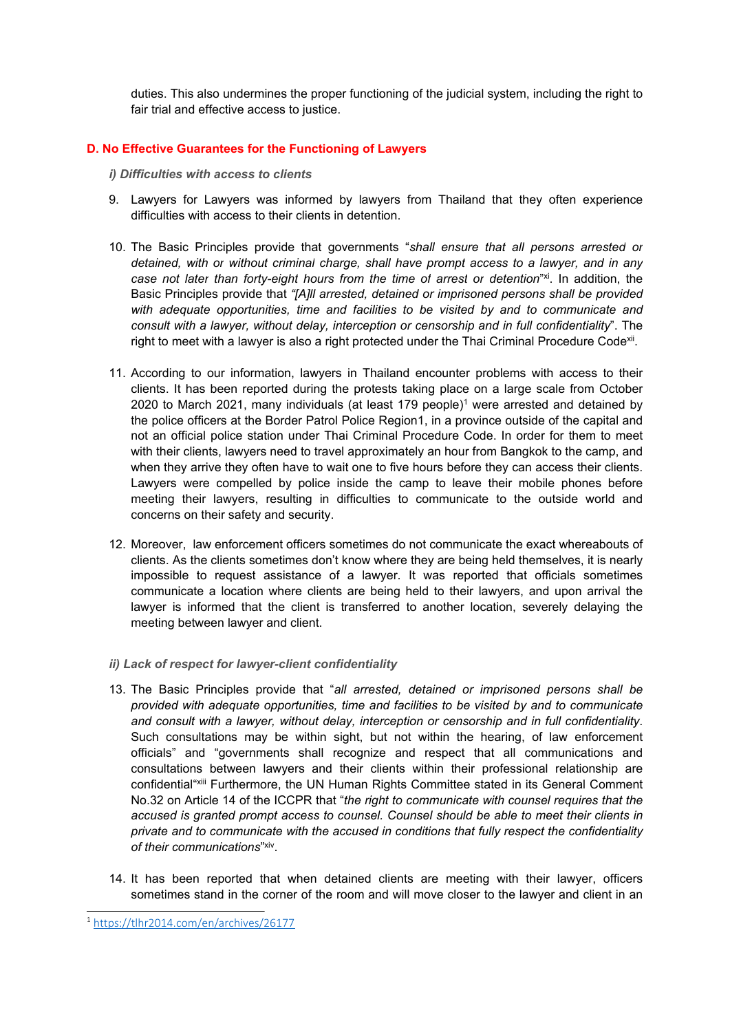duties. This also undermines the proper functioning of the judicial system, including the right to fair trial and effective access to justice.

## D. No Effective Guarantees for the Functioning of Lawyers

### *i) Difficulties with access to clients*

9. Lawyers for Lawyers was informed by lawyers from Thailand that they often experience difficulties with access to their clients in detention.

10. The Basic Principles provide that governments "*shall ensure that all persons arrested or detained, with or without criminal charge, shall have prompt access to a lawyer, and in any case not later than forty-eight hours from the time of arrest or detention*"[xi]. In addition, the Basic Principles provide that *"[A]ll arrested, detained or imprisoned persons shall be provided with adequate opportunities, time and facilities to be visited by and to communicate and consult with a lawyer, without delay, interception or censorship and in full confidentiality*". The right to meet with a lawyer is also a right protected under the Thai Criminal Procedure Code[xii].

11. According to our information, lawyers in Thailand encounter problems with access to their clients. It has been reported during the protests taking place on a large scale from October 2020 to March 2021, many individuals (at least 179 people)[1] were arrested and detained by the police officers at the Border Patrol Police Region1, in a province outside of the capital and not an official police station under Thai Criminal Procedure Code. In order for them to meet with their clients, lawyers need to travel approximately an hour from Bangkok to the camp, and when they arrive they often have to wait one to five hours before they can access their clients. Lawyers were compelled by police inside the camp to leave their mobile phones before meeting their lawyers, resulting in difficulties to communicate to the outside world and concerns on their safety and security.

12. Moreover, law enforcement officers sometimes do not communicate the exact whereabouts of clients. As the clients sometimes don't know where they are being held themselves, it is nearly impossible to request assistance of a lawyer. It was reported that officials sometimes communicate a location where clients are being held to their lawyers, and upon arrival the lawyer is informed that the client is transferred to another location, severely delaying the meeting between lawyer and client.

### *ii) Lack of respect for lawyer-client confidentiality*

13. The Basic Principles provide that "*all arrested, detained or imprisoned persons shall be provided with adequate opportunities, time and facilities to be visited by and to communicate and consult with a lawyer, without delay, interception or censorship and in full confidentiality*. Such consultations may be within sight, but not within the hearing, of law enforcement officials" and "governments shall recognize and respect that all communications and consultations between lawyers and their clients within their professional relationship are confidential"[xiii] Furthermore, the UN Human Rights Committee stated in its General Comment No.32 on Article 14 of the ICCPR that "*the right to communicate with counsel requires that the accused is granted prompt access to counsel. Counsel should be able to meet their clients in private and to communicate with the accused in conditions that fully respect the confidentiality of their communications*"[xiv].

14. It has been reported that when detained clients are meeting with their lawyer, officers sometimes stand in the corner of the room and will move closer to the lawyer and client in an

---

[1] https://tlhr2014.com/en/archives/26177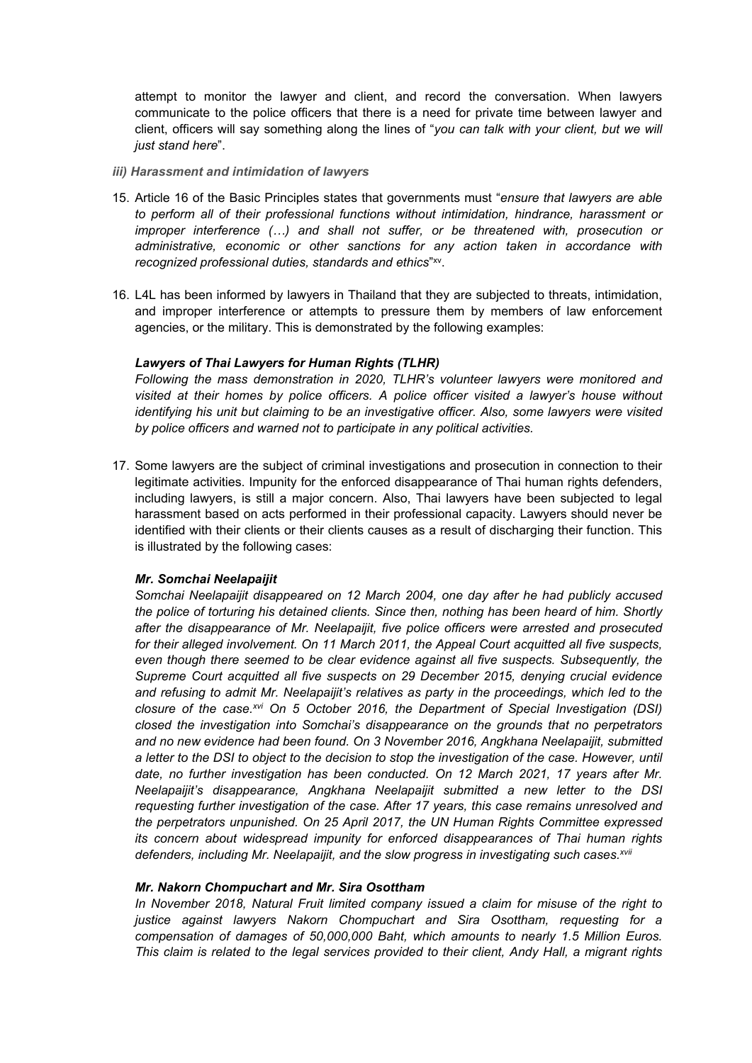attempt to monitor the lawyer and client, and record the conversation. When lawyers communicate to the police officers that there is a need for private time between lawyer and client, officers will say something along the lines of "*you can talk with your client, but we will just stand here*".

***iii) Harassment and intimidation of lawyers***

15. Article 16 of the Basic Principles states that governments must "*ensure that lawyers are able to perform all of their professional functions without intimidation, hindrance, harassment or improper interference (…) and shall not suffer, or be threatened with, prosecution or administrative, economic or other sanctions for any action taken in accordance with recognized professional duties, standards and ethics*"[xv].

16. L4L has been informed by lawyers in Thailand that they are subjected to threats, intimidation, and improper interference or attempts to pressure them by members of law enforcement agencies, or the military. This is demonstrated by the following examples:

***Lawyers of Thai Lawyers for Human Rights (TLHR)***

*Following the mass demonstration in 2020, TLHR's volunteer lawyers were monitored and visited at their homes by police officers. A police officer visited a lawyer's house without identifying his unit but claiming to be an investigative officer. Also, some lawyers were visited by police officers and warned not to participate in any political activities.*

17. Some lawyers are the subject of criminal investigations and prosecution in connection to their legitimate activities. Impunity for the enforced disappearance of Thai human rights defenders, including lawyers, is still a major concern. Also, Thai lawyers have been subjected to legal harassment based on acts performed in their professional capacity. Lawyers should never be identified with their clients or their clients causes as a result of discharging their function. This is illustrated by the following cases:

***Mr. Somchai Neelapaijit***

*Somchai Neelapaijit disappeared on 12 March 2004, one day after he had publicly accused the police of torturing his detained clients. Since then, nothing has been heard of him. Shortly after the disappearance of Mr. Neelapaijit, five police officers were arrested and prosecuted for their alleged involvement. On 11 March 2011, the Appeal Court acquitted all five suspects, even though there seemed to be clear evidence against all five suspects. Subsequently, the Supreme Court acquitted all five suspects on 29 December 2015, denying crucial evidence and refusing to admit Mr. Neelapaijit's relatives as party in the proceedings, which led to the closure of the case.*[xvi] *On 5 October 2016, the Department of Special Investigation (DSI) closed the investigation into Somchai's disappearance on the grounds that no perpetrators and no new evidence had been found. On 3 November 2016, Angkhana Neelapaijit, submitted a letter to the DSI to object to the decision to stop the investigation of the case. However, until date, no further investigation has been conducted. On 12 March 2021, 17 years after Mr. Neelapaijit's disappearance, Angkhana Neelapaijit submitted a new letter to the DSI requesting further investigation of the case. After 17 years, this case remains unresolved and the perpetrators unpunished. On 25 April 2017, the UN Human Rights Committee expressed its concern about widespread impunity for enforced disappearances of Thai human rights defenders, including Mr. Neelapaijit, and the slow progress in investigating such cases.*[xvii]

***Mr. Nakorn Chompuchart and Mr. Sira Osottham***

*In November 2018, Natural Fruit limited company issued a claim for misuse of the right to justice against lawyers Nakorn Chompuchart and Sira Osottham, requesting for a compensation of damages of 50,000,000 Baht, which amounts to nearly 1.5 Million Euros. This claim is related to the legal services provided to their client, Andy Hall, a migrant rights*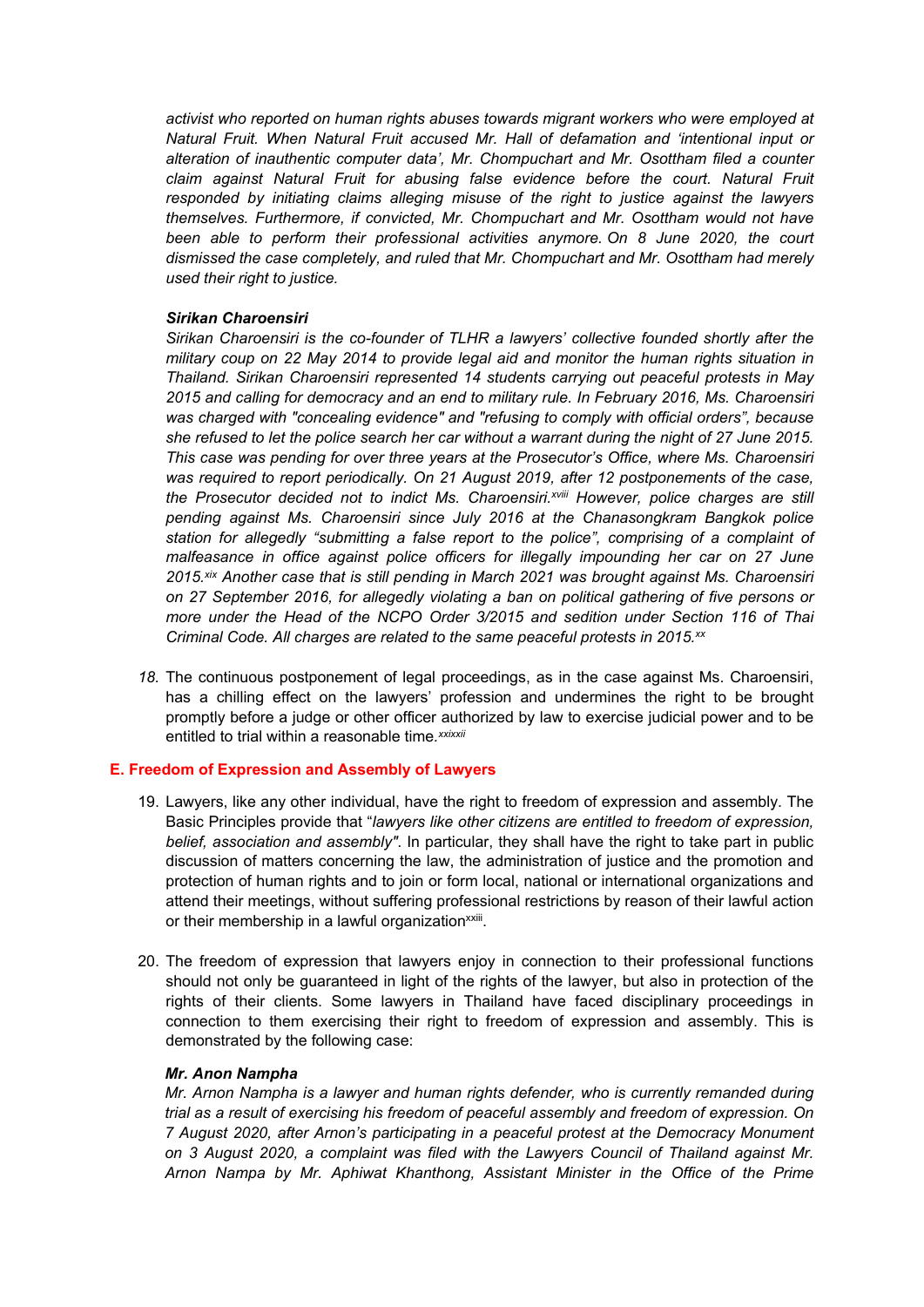*activist who reported on human rights abuses towards migrant workers who were employed at Natural Fruit. When Natural Fruit accused Mr. Hall of defamation and 'intentional input or alteration of inauthentic computer data', Mr. Chompuchart and Mr. Osottham filed a counter claim against Natural Fruit for abusing false evidence before the court. Natural Fruit responded by initiating claims alleging misuse of the right to justice against the lawyers themselves. Furthermore, if convicted, Mr. Chompuchart and Mr. Osottham would not have been able to perform their professional activities anymore. On 8 June 2020, the court dismissed the case completely, and ruled that Mr. Chompuchart and Mr. Osottham had merely used their right to justice.*

***Sirikan Charoensiri***

*Sirikan Charoensiri is the co-founder of TLHR a lawyers' collective founded shortly after the military coup on 22 May 2014 to provide legal aid and monitor the human rights situation in Thailand. Sirikan Charoensiri represented 14 students carrying out peaceful protests in May 2015 and calling for democracy and an end to military rule. In February 2016, Ms. Charoensiri was charged with "concealing evidence" and "refusing to comply with official orders", because she refused to let the police search her car without a warrant during the night of 27 June 2015. This case was pending for over three years at the Prosecutor's Office, where Ms. Charoensiri was required to report periodically. On 21 August 2019, after 12 postponements of the case, the Prosecutor decided not to indict Ms. Charoensiri.[xviii] However, police charges are still pending against Ms. Charoensiri since July 2016 at the Chanasongkram Bangkok police station for allegedly "submitting a false report to the police", comprising of a complaint of malfeasance in office against police officers for illegally impounding her car on 27 June 2015.[xix] Another case that is still pending in March 2021 was brought against Ms. Charoensiri on 27 September 2016, for allegedly violating a ban on political gathering of five persons or more under the Head of the NCPO Order 3/2015 and sedition under Section 116 of Thai Criminal Code. All charges are related to the same peaceful protests in 2015.[xx]*

18. The continuous postponement of legal proceedings, as in the case against Ms. Charoensiri, has a chilling effect on the lawyers' profession and undermines the right to be brought promptly before a judge or other officer authorized by law to exercise judicial power and to be entitled to trial within a reasonable time.[xxixxii]

## E. Freedom of Expression and Assembly of Lawyers

19. Lawyers, like any other individual, have the right to freedom of expression and assembly. The Basic Principles provide that "*lawyers like other citizens are entitled to freedom of expression, belief, association and assembly"*. In particular, they shall have the right to take part in public discussion of matters concerning the law, the administration of justice and the promotion and protection of human rights and to join or form local, national or international organizations and attend their meetings, without suffering professional restrictions by reason of their lawful action or their membership in a lawful organization[xxiii].

20. The freedom of expression that lawyers enjoy in connection to their professional functions should not only be guaranteed in light of the rights of the lawyer, but also in protection of the rights of their clients. Some lawyers in Thailand have faced disciplinary proceedings in connection to them exercising their right to freedom of expression and assembly. This is demonstrated by the following case:

***Mr. Anon Nampha***

*Mr. Arnon Nampha is a lawyer and human rights defender, who is currently remanded during trial as a result of exercising his freedom of peaceful assembly and freedom of expression. On 7 August 2020, after Arnon's participating in a peaceful protest at the Democracy Monument on 3 August 2020, a complaint was filed with the Lawyers Council of Thailand against Mr. Arnon Nampa by Mr. Aphiwat Khanthong, Assistant Minister in the Office of the Prime*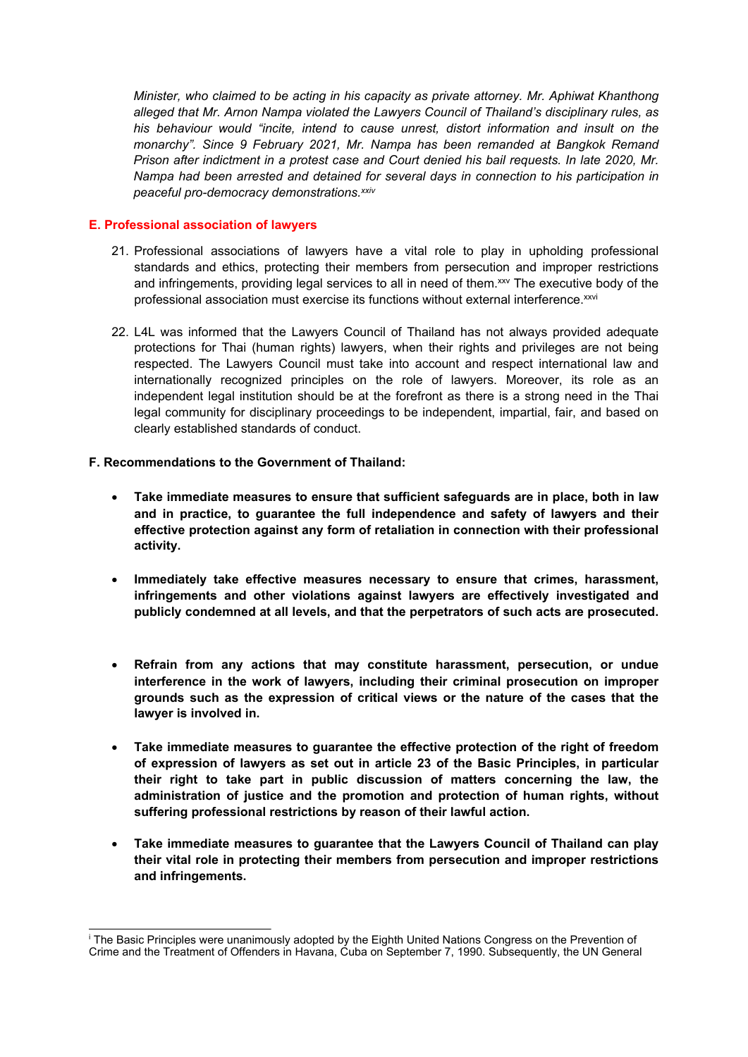*Minister, who claimed to be acting in his capacity as private attorney. Mr. Aphiwat Khanthong alleged that Mr. Arnon Nampa violated the Lawyers Council of Thailand's disciplinary rules, as his behaviour would "incite, intend to cause unrest, distort information and insult on the monarchy". Since 9 February 2021, Mr. Nampa has been remanded at Bangkok Remand Prison after indictment in a protest case and Court denied his bail requests. In late 2020, Mr. Nampa had been arrested and detained for several days in connection to his participation in peaceful pro-democracy demonstrations.*[xxiv]

## E. Professional association of lawyers

21. Professional associations of lawyers have a vital role to play in upholding professional standards and ethics, protecting their members from persecution and improper restrictions and infringements, providing legal services to all in need of them.[xxv] The executive body of the professional association must exercise its functions without external interference.[xxvi]

22. L4L was informed that the Lawyers Council of Thailand has not always provided adequate protections for Thai (human rights) lawyers, when their rights and privileges are not being respected. The Lawyers Council must take into account and respect international law and internationally recognized principles on the role of lawyers. Moreover, its role as an independent legal institution should be at the forefront as there is a strong need in the Thai legal community for disciplinary proceedings to be independent, impartial, fair, and based on clearly established standards of conduct.

## F. Recommendations to the Government of Thailand:

- **Take immediate measures to ensure that sufficient safeguards are in place, both in law and in practice, to guarantee the full independence and safety of lawyers and their effective protection against any form of retaliation in connection with their professional activity.**

- **Immediately take effective measures necessary to ensure that crimes, harassment, infringements and other violations against lawyers are effectively investigated and publicly condemned at all levels, and that the perpetrators of such acts are prosecuted.**

- **Refrain from any actions that may constitute harassment, persecution, or undue interference in the work of lawyers, including their criminal prosecution on improper grounds such as the expression of critical views or the nature of the cases that the lawyer is involved in.**

- **Take immediate measures to guarantee the effective protection of the right of freedom of expression of lawyers as set out in article 23 of the Basic Principles, in particular their right to take part in public discussion of matters concerning the law, the administration of justice and the promotion and protection of human rights, without suffering professional restrictions by reason of their lawful action.**

- **Take immediate measures to guarantee that the Lawyers Council of Thailand can play their vital role in protecting their members from persecution and improper restrictions and infringements.**

---

[i] The Basic Principles were unanimously adopted by the Eighth United Nations Congress on the Prevention of Crime and the Treatment of Offenders in Havana, Cuba on September 7, 1990. Subsequently, the UN General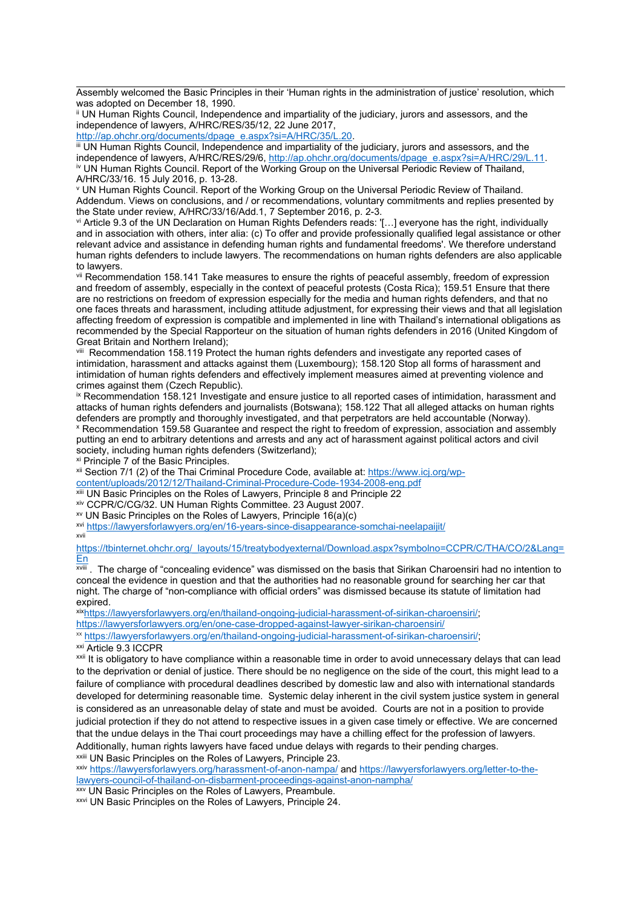Assembly welcomed the Basic Principles in their 'Human rights in the administration of justice' resolution, which was adopted on December 18, 1990.

[ii] UN Human Rights Council, Independence and impartiality of the judiciary, jurors and assessors, and the independence of lawyers, A/HRC/RES/35/12, 22 June 2017, http://ap.ohchr.org/documents/dpage_e.aspx?si=A/HRC/35/L.20.

[iii] UN Human Rights Council, Independence and impartiality of the judiciary, jurors and assessors, and the independence of lawyers, A/HRC/RES/29/6, http://ap.ohchr.org/documents/dpage_e.aspx?si=A/HRC/29/L.11.

[iv] UN Human Rights Council. Report of the Working Group on the Universal Periodic Review of Thailand, A/HRC/33/16. 15 July 2016, p. 13-28.

[v] UN Human Rights Council. Report of the Working Group on the Universal Periodic Review of Thailand. Addendum. Views on conclusions, and / or recommendations, voluntary commitments and replies presented by the State under review, A/HRC/33/16/Add.1, 7 September 2016, p. 2-3.

[vi] Article 9.3 of the UN Declaration on Human Rights Defenders reads: '[…] everyone has the right, individually and in association with others, inter alia: (c) To offer and provide professionally qualified legal assistance or other relevant advice and assistance in defending human rights and fundamental freedoms'. We therefore understand human rights defenders to include lawyers. The recommendations on human rights defenders are also applicable to lawyers.

[vii] Recommendation 158.141 Take measures to ensure the rights of peaceful assembly, freedom of expression and freedom of assembly, especially in the context of peaceful protests (Costa Rica); 159.51 Ensure that there are no restrictions on freedom of expression especially for the media and human rights defenders, and that no one faces threats and harassment, including attitude adjustment, for expressing their views and that all legislation affecting freedom of expression is compatible and implemented in line with Thailand's international obligations as recommended by the Special Rapporteur on the situation of human rights defenders in 2016 (United Kingdom of Great Britain and Northern Ireland);

[viii] Recommendation 158.119 Protect the human rights defenders and investigate any reported cases of intimidation, harassment and attacks against them (Luxembourg); 158.120 Stop all forms of harassment and intimidation of human rights defenders and effectively implement measures aimed at preventing violence and crimes against them (Czech Republic).

[ix] Recommendation 158.121 Investigate and ensure justice to all reported cases of intimidation, harassment and attacks of human rights defenders and journalists (Botswana); 158.122 That all alleged attacks on human rights defenders are promptly and thoroughly investigated, and that perpetrators are held accountable (Norway).

[x] Recommendation 159.58 Guarantee and respect the right to freedom of expression, association and assembly putting an end to arbitrary detentions and arrests and any act of harassment against political actors and civil society, including human rights defenders (Switzerland);

[xi] Principle 7 of the Basic Principles.

[xii] Section 7/1 (2) of the Thai Criminal Procedure Code, available at: https://www.icj.org/wp-content/uploads/2012/12/Thailand-Criminal-Procedure-Code-1934-2008-eng.pdf

[xiii] UN Basic Principles on the Roles of Lawyers, Principle 8 and Principle 22

[xiv] CCPR/C/CG/32. UN Human Rights Committee. 23 August 2007.

[xv] UN Basic Principles on the Roles of Lawyers, Principle 16(a)(c)

[xvi] https://lawyersforlawyers.org/en/16-years-since-disappearance-somchai-neelapaijit/

[xvii] https://tbinternet.ohchr.org/_layouts/15/treatybodyexternal/Download.aspx?symbolno=CCPR/C/THA/CO/2&Lang=En

[xviii] . The charge of "concealing evidence" was dismissed on the basis that Sirikan Charoensiri had no intention to conceal the evidence in question and that the authorities had no reasonable ground for searching her car that night. The charge of "non-compliance with official orders" was dismissed because its statute of limitation had expired.

[xix] https://lawyersforlawyers.org/en/thailand-ongoing-judicial-harassment-of-sirikan-charoensiri/; https://lawyersforlawyers.org/en/one-case-dropped-against-lawyer-sirikan-charoensiri/

[xx] https://lawyersforlawyers.org/en/thailand-ongoing-judicial-harassment-of-sirikan-charoensiri/;

[xxi] Article 9.3 ICCPR

[xxii] It is obligatory to have compliance within a reasonable time in order to avoid unnecessary delays that can lead to the deprivation or denial of justice. There should be no negligence on the side of the court, this might lead to a failure of compliance with procedural deadlines described by domestic law and also with international standards developed for determining reasonable time. Systemic delay inherent in the civil system justice system in general is considered as an unreasonable delay of state and must be avoided. Courts are not in a position to provide judicial protection if they do not attend to respective issues in a given case timely or effective. We are concerned that the undue delays in the Thai court proceedings may have a chilling effect for the profession of lawyers. Additionally, human rights lawyers have faced undue delays with regards to their pending charges.

[xxiii] UN Basic Principles on the Roles of Lawyers, Principle 23.

[xxiv] https://lawyersforlawyers.org/harassment-of-anon-nampa/ and https://lawyersforlawyers.org/letter-to-the-lawyers-council-of-thailand-on-disbarment-proceedings-against-anon-nampha/

[xxv] UN Basic Principles on the Roles of Lawyers, Preambule.

[xxvi] UN Basic Principles on the Roles of Lawyers, Principle 24.